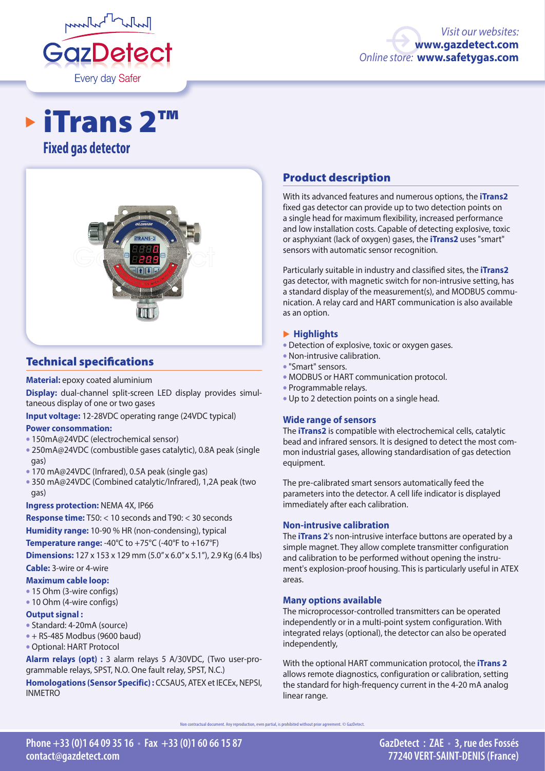GazDetect

Every day Safer

*Visit our websites:* **www.gazdetect.com**
*Online store:* **www.safetygas.com**

# iTrans 2™

## Fixed gas detector

## Technical specifications

**Material:** epoxy coated aluminium

**Display:** dual-channel split-screen LED display provides simultaneous display of one or two gases

**Input voltage:** 12-28VDC operating range (24VDC typical)

**Power consommation:**

- 150mA@24VDC (electrochemical sensor)
- 250mA@24VDC (combustible gases catalytic), 0.8A peak (single gas)
- 170 mA@24VDC (Infrared), 0.5A peak (single gas)
- 350 mA@24VDC (Combined catalytic/Infrared), 1,2A peak (two gas)

**Ingress protection:** NEMA 4X, IP66

**Response time:** T50: < 10 seconds and T90: < 30 seconds

**Humidity range:** 10-90 % HR (non-condensing), typical

**Temperature range:** -40°C to +75°C (-40°F to +167°F)

**Dimensions:** 127 x 153 x 129 mm (5.0" x 6.0" x 5.1"), 2.9 Kg (6.4 lbs)

**Cable:** 3-wire or 4-wire

**Maximum cable loop:**

- 15 Ohm (3-wire configs)
- 10 Ohm (4-wire configs)

**Output signal :**

- Standard: 4-20mA (source)
- + RS-485 Modbus (9600 baud)
- Optional: HART Protocol

**Alarm relays (opt) :** 3 alarm relays 5 A/30VDC, (Two user-programmable relays, SPST, N.O. One fault relay, SPST, N.C.)

**Homologations (Sensor Specific) :** CCSAUS, ATEX et IECEx, NEPSI, INMETRO

## Product description

With its advanced features and numerous options, the **iTrans2** fixed gas detector can provide up to two detection points on a single head for maximum flexibility, increased performance and low installation costs. Capable of detecting explosive, toxic or asphyxiant (lack of oxygen) gases, the **iTrans2** uses "smart" sensors with automatic sensor recognition.

Particularly suitable in industry and classified sites, the **iTrans2** gas detector, with magnetic switch for non-intrusive setting, has a standard display of the measurement(s), and MODBUS communication. A relay card and HART communication is also available as an option.

### Highlights

- Detection of explosive, toxic or oxygen gases.
- Non-intrusive calibration.
- "Smart" sensors.
- MODBUS or HART communication protocol.
- Programmable relays.
- Up to 2 detection points on a single head.

### Wide range of sensors

The **iTrans2** is compatible with electrochemical cells, catalytic bead and infrared sensors. It is designed to detect the most common industrial gases, allowing standardisation of gas detection equipment.

The pre-calibrated smart sensors automatically feed the parameters into the detector. A cell life indicator is displayed immediately after each calibration.

### Non-intrusive calibration

The **iTrans 2**'s non-intrusive interface buttons are operated by a simple magnet. They allow complete transmitter configuration and calibration to be performed without opening the instrument's explosion-proof housing. This is particularly useful in ATEX areas.

### Many options available

The microprocessor-controlled transmitters can be operated independently or in a multi-point system configuration. With integrated relays (optional), the detector can also be operated independently,

With the optional HART communication protocol, the **iTrans 2** allows remote diagnostics, configuration or calibration, setting the standard for high-frequency current in the 4-20 mA analog linear range.

Non contractual document. Any reproduction, even partial, is prohibited without prior agreement. © GazDetect.

**Phone +33 (0)1 64 09 35 16 • Fax +33 (0)1 60 66 15 87**
**contact@gazdetect.com**

**GazDetect : ZAE • 3, rue des Fossés**
**77240 VERT-SAINT-DENIS (France)**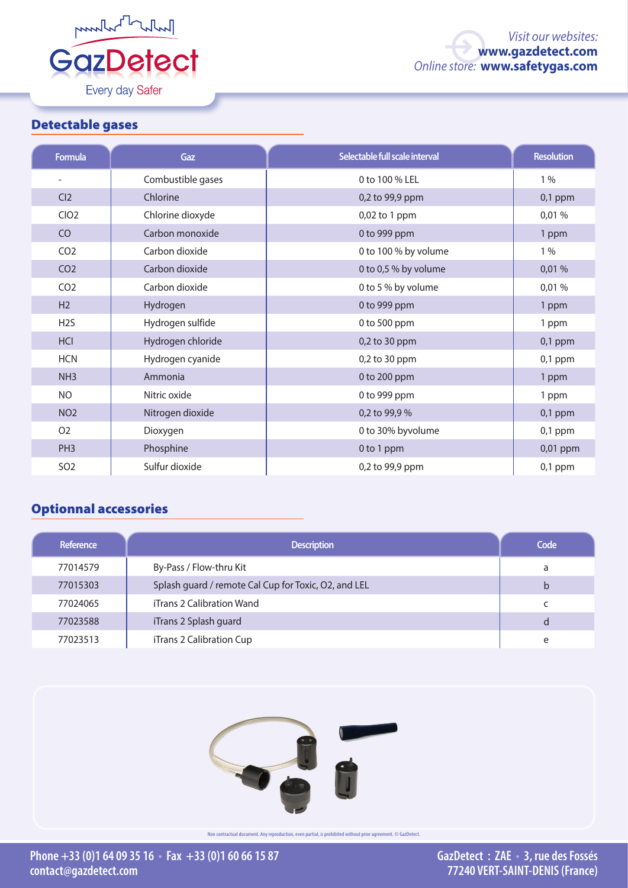## Detectable gases

| Formula | Gaz | Selectable full scale interval | Resolution |
|---|---|---|---|
| - | Combustible gases | 0 to 100 % LEL | 1 % |
| $Cl_2$ | Chlorine | 0,2 to 99,9 ppm | 0,1 ppm |
| $ClO_2$ | Chlorine dioxyde | 0,02 to 1 ppm | 0,01 % |
| CO | Carbon monoxide | 0 to 999 ppm | 1 ppm |
| $CO_2$ | Carbon dioxide | 0 to 100 % by volume | 1 % |
| $CO_2$ | Carbon dioxide | 0 to 0,5 % by volume | 0,01 % |
| $CO_2$ | Carbon dioxide | 0 to 5 % by volume | 0,01 % |
| $H_2$ | Hydrogen | 0 to 999 ppm | 1 ppm |
| $H_2S$ | Hydrogen sulfide | 0 to 500 ppm | 1 ppm |
| HCl | Hydrogen chloride | 0,2 to 30 ppm | 0,1 ppm |
| HCN | Hydrogen cyanide | 0,2 to 30 ppm | 0,1 ppm |
| $NH_3$ | Ammonia | 0 to 200 ppm | 1 ppm |
| NO | Nitric oxide | 0 to 999 ppm | 1 ppm |
| $NO_2$ | Nitrogen dioxide | 0,2 to 99,9 % | 0,1 ppm |
| $O_2$ | Dioxygen | 0 to 30% byvolume | 0,1 ppm |
| $PH_3$ | Phosphine | 0 to 1 ppm | 0,01 ppm |
| $SO_2$ | Sulfur dioxide | 0,2 to 99,9 ppm | 0,1 ppm |

## Optionnal accessories

| Reference | Description | Code |
|---|---|---|
| 77014579 | By-Pass / Flow-thru Kit | a |
| 77015303 | Splash guard / remote Cal Cup for Toxic, O2, and LEL | b |
| 77024065 | iTrans 2 Calibration Wand | c |
| 77023588 | iTrans 2 Splash guard | d |
| 77023513 | iTrans 2 Calibration Cup | e |

Non contractual document. Any reproduction, even partial, is prohibited without prior agreement. © GazDetect.

Phone +33 (0)1 64 09 35 16 • Fax +33 (0)1 60 66 15 87
contact@gazdetect.com

GazDetect : ZAE • 3, rue des Fossés
77240 VERT-SAINT-DENIS (France)